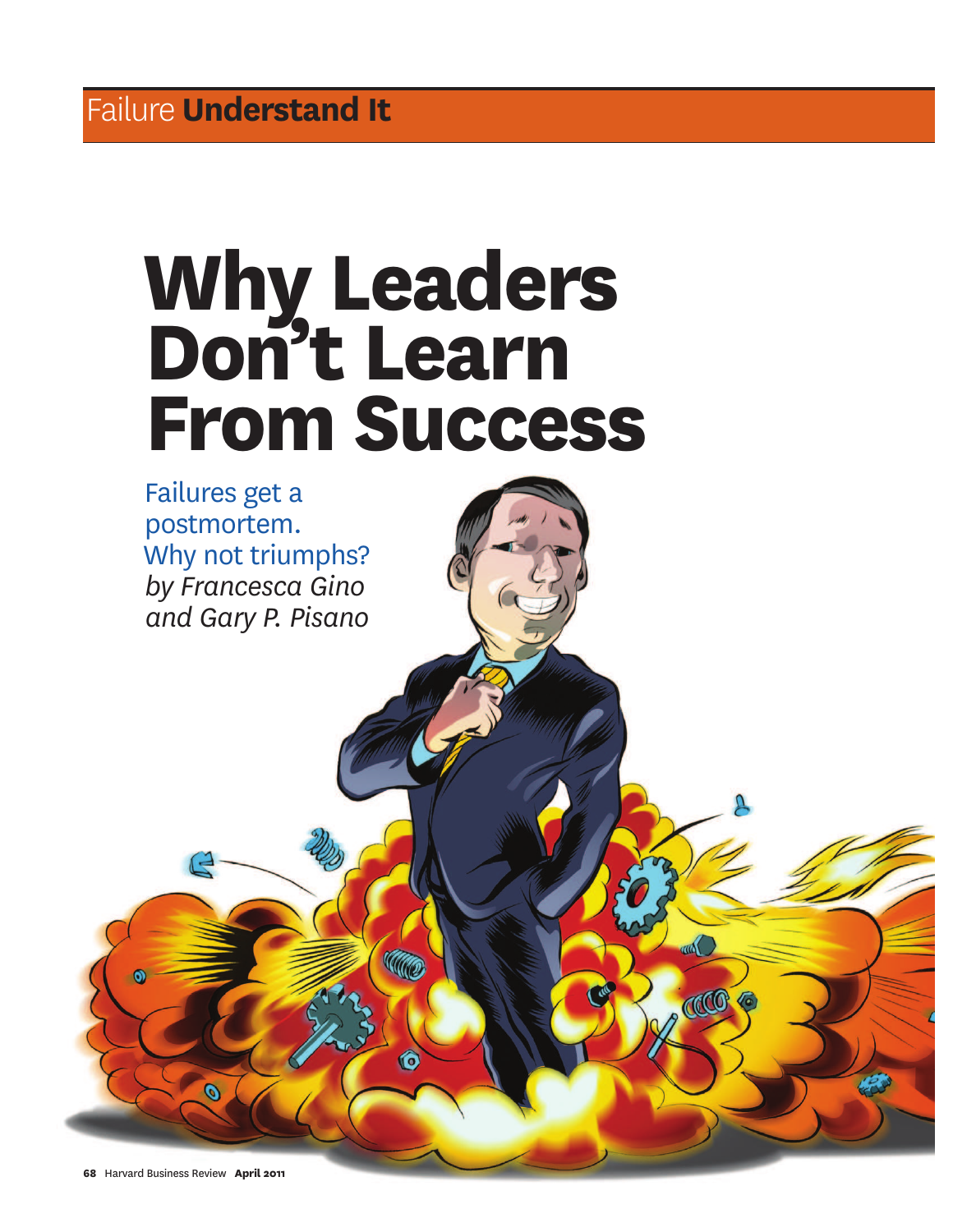Failure **Understand It**

# Why Leaders Don't Learn From Success

Failures get a postmortem. Why not triumphs?

*by Francesca Gino and Gary P. Pisano*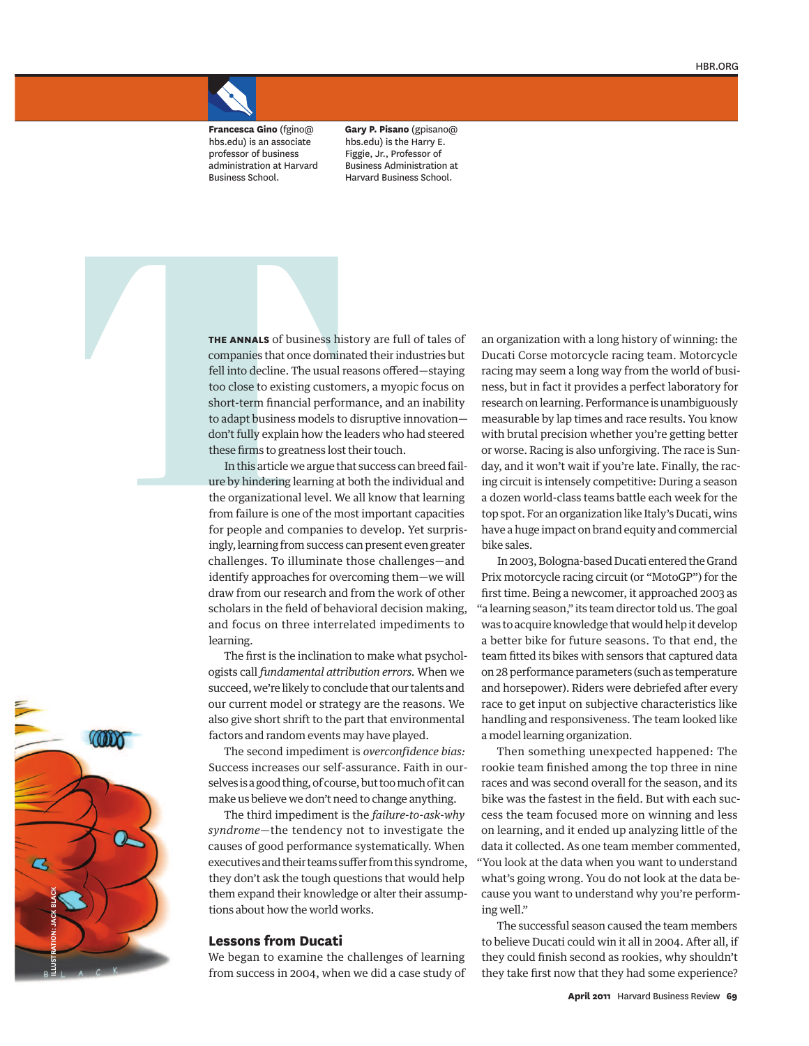**Francesca Gino** (fgino@hbs.edu) is an associate professor of business administration at Harvard Business School.

**Gary P. Pisano** (gpisano@hbs.edu) is the Harry E. Figgie, Jr., Professor of Business Administration at Harvard Business School.

**THE ANNALS** of business history are full of tales of companies that once dominated their industries but fell into decline. The usual reasons offered—staying too close to existing customers, a myopic focus on short-term financial performance, and an inability to adapt business models to disruptive innovation—don't fully explain how the leaders who had steered these firms to greatness lost their touch.

In this article we argue that success can breed failure by hindering learning at both the individual and the organizational level. We all know that learning from failure is one of the most important capacities for people and companies to develop. Yet surprisingly, learning from success can present even greater challenges. To illuminate those challenges—and identify approaches for overcoming them—we will draw from our research and from the work of other scholars in the field of behavioral decision making, and focus on three interrelated impediments to learning.

The first is the inclination to make what psychologists call *fundamental attribution errors.* When we succeed, we're likely to conclude that our talents and our current model or strategy are the reasons. We also give short shrift to the part that environmental factors and random events may have played.

The second impediment is *overconfidence bias:* Success increases our self-assurance. Faith in ourselves is a good thing, of course, but too much of it can make us believe we don't need to change anything.

The third impediment is the *failure-to-ask-why syndrome*—the tendency not to investigate the causes of good performance systematically. When executives and their teams suffer from this syndrome, they don't ask the tough questions that would help them expand their knowledge or alter their assumptions about how the world works.

## Lessons from Ducati

We began to examine the challenges of learning from success in 2004, when we did a case study of an organization with a long history of winning: the Ducati Corse motorcycle racing team. Motorcycle racing may seem a long way from the world of business, but in fact it provides a perfect laboratory for research on learning. Performance is unambiguously measurable by lap times and race results. You know with brutal precision whether you're getting better or worse. Racing is also unforgiving. The race is Sunday, and it won't wait if you're late. Finally, the racing circuit is intensely competitive: During a season a dozen world-class teams battle each week for the top spot. For an organization like Italy's Ducati, wins have a huge impact on brand equity and commercial bike sales.

In 2003, Bologna-based Ducati entered the Grand Prix motorcycle racing circuit (or "MotoGP") for the first time. Being a newcomer, it approached 2003 as "a learning season," its team director told us. The goal was to acquire knowledge that would help it develop a better bike for future seasons. To that end, the team fitted its bikes with sensors that captured data on 28 performance parameters (such as temperature and horsepower). Riders were debriefed after every race to get input on subjective characteristics like handling and responsiveness. The team looked like a model learning organization.

Then something unexpected happened: The rookie team finished among the top three in nine races and was second overall for the season, and its bike was the fastest in the field. But with each success the team focused more on winning and less on learning, and it ended up analyzing little of the data it collected. As one team member commented, "You look at the data when you want to understand what's going wrong. You do not look at the data because you want to understand why you're performing well."

The successful season caused the team members to believe Ducati could win it all in 2004. After all, if they could finish second as rookies, why shouldn't they take first now that they had some experience?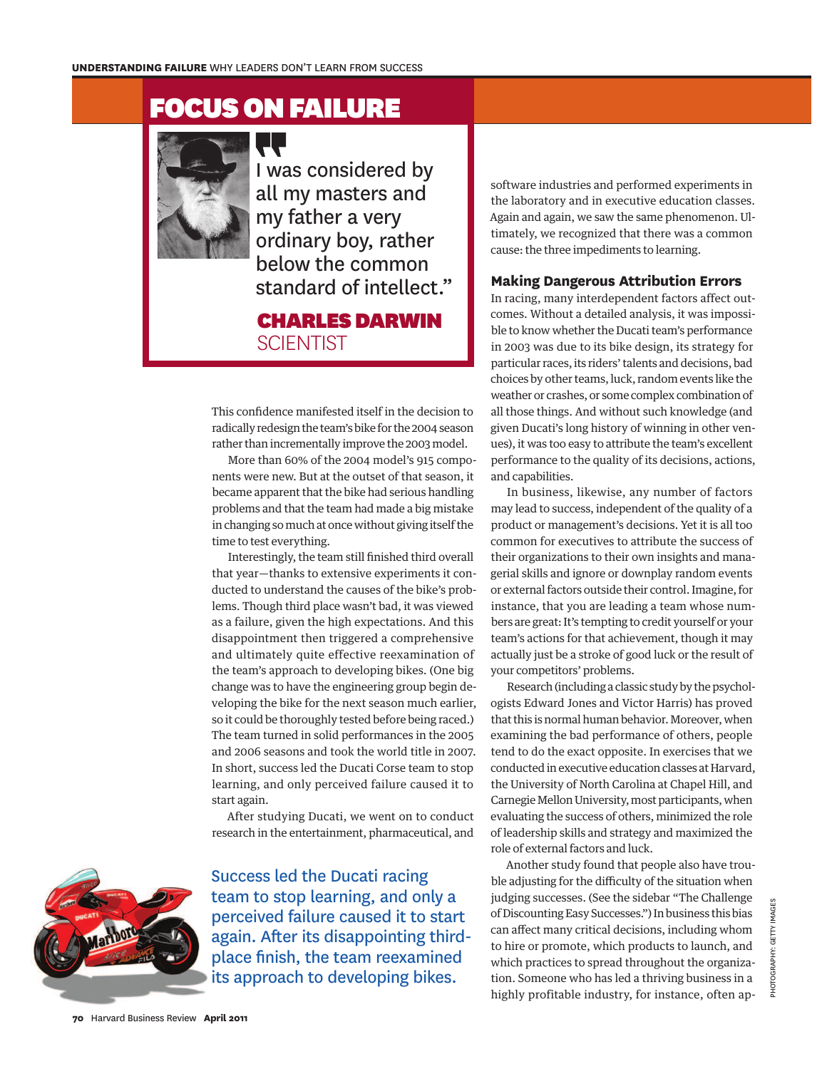## FOCUS ON FAILURE

> "I was considered by all my masters and my father a very ordinary boy, rather below the common standard of intellect."
>
> **CHARLES DARWIN**
> SCIENTIST

This confidence manifested itself in the decision to radically redesign the team's bike for the 2004 season rather than incrementally improve the 2003 model.

More than 60% of the 2004 model's 915 components were new. But at the outset of that season, it became apparent that the bike had serious handling problems and that the team had made a big mistake in changing so much at once without giving itself the time to test everything.

Interestingly, the team still finished third overall that year—thanks to extensive experiments it conducted to understand the causes of the bike's problems. Though third place wasn't bad, it was viewed as a failure, given the high expectations. And this disappointment then triggered a comprehensive and ultimately quite effective reexamination of the team's approach to developing bikes. (One big change was to have the engineering group begin developing the bike for the next season much earlier, so it could be thoroughly tested before being raced.) The team turned in solid performances in the 2005 and 2006 seasons and took the world title in 2007. In short, success led the Ducati Corse team to stop learning, and only perceived failure caused it to start again.

After studying Ducati, we went on to conduct research in the entertainment, pharmaceutical, and software industries and performed experiments in the laboratory and in executive education classes. Again and again, we saw the same phenomenon. Ultimately, we recognized that there was a common cause: the three impediments to learning.

> Success led the Ducati racing team to stop learning, and only a perceived failure caused it to start again. After its disappointing third-place finish, the team reexamined its approach to developing bikes.

### Making Dangerous Attribution Errors

In racing, many interdependent factors affect outcomes. Without a detailed analysis, it was impossible to know whether the Ducati team's performance in 2003 was due to its bike design, its strategy for particular races, its riders' talents and decisions, bad choices by other teams, luck, random events like the weather or crashes, or some complex combination of all those things. And without such knowledge (and given Ducati's long history of winning in other venues), it was too easy to attribute the team's excellent performance to the quality of its decisions, actions, and capabilities.

In business, likewise, any number of factors may lead to success, independent of the quality of a product or management's decisions. Yet it is all too common for executives to attribute the success of their organizations to their own insights and managerial skills and ignore or downplay random events or external factors outside their control. Imagine, for instance, that you are leading a team whose numbers are great: It's tempting to credit yourself or your team's actions for that achievement, though it may actually just be a stroke of good luck or the result of your competitors' problems.

Research (including a classic study by the psychologists Edward Jones and Victor Harris) has proved that this is normal human behavior. Moreover, when examining the bad performance of others, people tend to do the exact opposite. In exercises that we conducted in executive education classes at Harvard, the University of North Carolina at Chapel Hill, and Carnegie Mellon University, most participants, when evaluating the success of others, minimized the role of leadership skills and strategy and maximized the role of external factors and luck.

Another study found that people also have trouble adjusting for the difficulty of the situation when judging successes. (See the sidebar "The Challenge of Discounting Easy Successes.") In business this bias can affect many critical decisions, including whom to hire or promote, which products to launch, and which practices to spread throughout the organization. Someone who has led a thriving business in a highly profitable industry, for instance, often ap-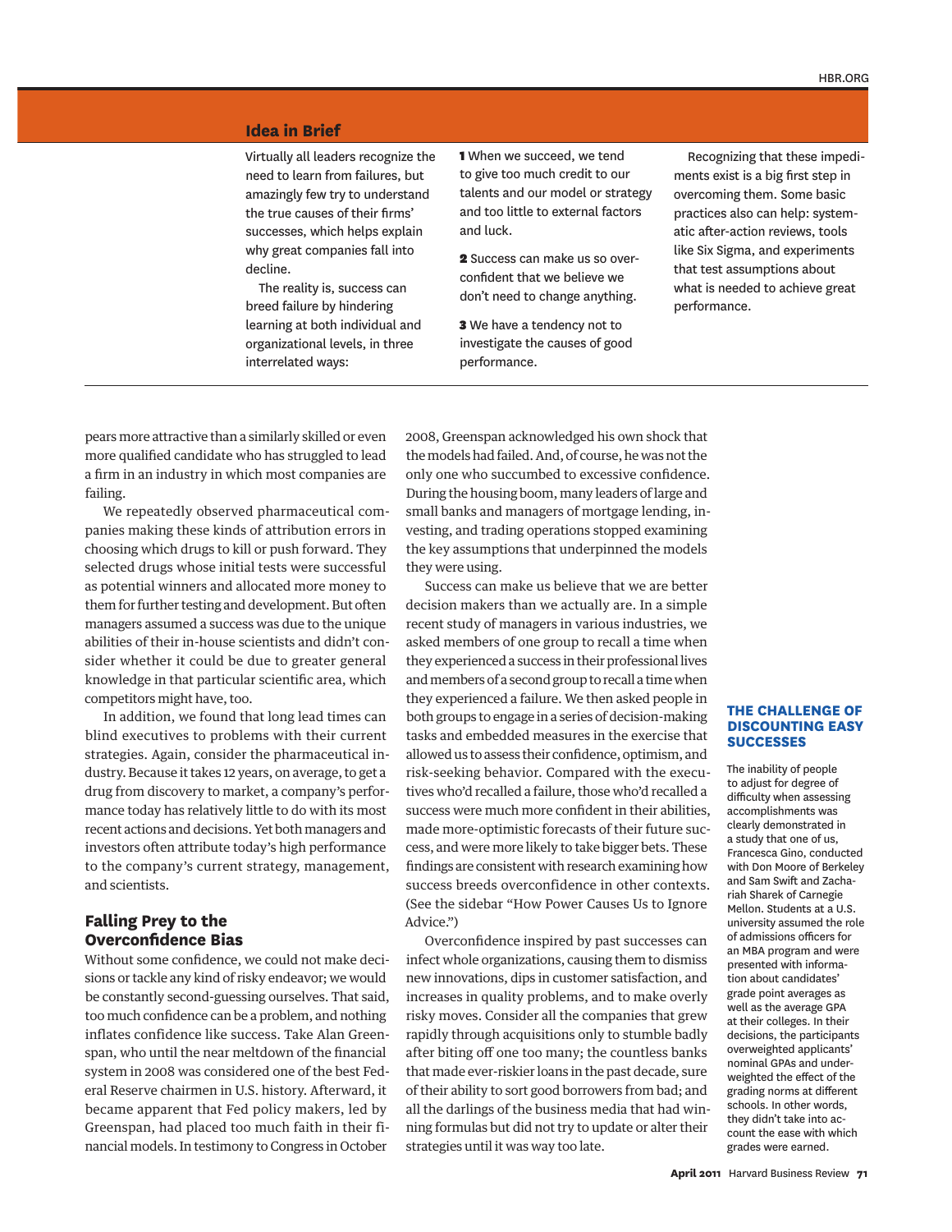## Idea in Brief

Virtually all leaders recognize the need to learn from failures, but amazingly few try to understand the true causes of their firms' successes, which helps explain why great companies fall into decline.

The reality is, success can breed failure by hindering learning at both individual and organizational levels, in three interrelated ways:

**1** When we succeed, we tend to give too much credit to our talents and our model or strategy and too little to external factors and luck.

**2** Success can make us so overconfident that we believe we don't need to change anything.

**3** We have a tendency not to investigate the causes of good performance.

Recognizing that these impediments exist is a big first step in overcoming them. Some basic practices also can help: systematic after-action reviews, tools like Six Sigma, and experiments that test assumptions about what is needed to achieve great performance.

pears more attractive than a similarly skilled or even more qualified candidate who has struggled to lead a firm in an industry in which most companies are failing.

We repeatedly observed pharmaceutical companies making these kinds of attribution errors in choosing which drugs to kill or push forward. They selected drugs whose initial tests were successful as potential winners and allocated more money to them for further testing and development. But often managers assumed a success was due to the unique abilities of their in-house scientists and didn't consider whether it could be due to greater general knowledge in that particular scientific area, which competitors might have, too.

In addition, we found that long lead times can blind executives to problems with their current strategies. Again, consider the pharmaceutical industry. Because it takes 12 years, on average, to get a drug from discovery to market, a company's performance today has relatively little to do with its most recent actions and decisions. Yet both managers and investors often attribute today's high performance to the company's current strategy, management, and scientists.

### Falling Prey to the Overconfidence Bias

Without some confidence, we could not make decisions or tackle any kind of risky endeavor; we would be constantly second-guessing ourselves. That said, too much confidence can be a problem, and nothing inflates confidence like success. Take Alan Greenspan, who until the near meltdown of the financial system in 2008 was considered one of the best Federal Reserve chairmen in U.S. history. Afterward, it became apparent that Fed policy makers, led by Greenspan, had placed too much faith in their financial models. In testimony to Congress in October 2008, Greenspan acknowledged his own shock that the models had failed. And, of course, he was not the only one who succumbed to excessive confidence. During the housing boom, many leaders of large and small banks and managers of mortgage lending, investing, and trading operations stopped examining the key assumptions that underpinned the models they were using.

Success can make us believe that we are better decision makers than we actually are. In a simple recent study of managers in various industries, we asked members of one group to recall a time when they experienced a success in their professional lives and members of a second group to recall a time when they experienced a failure. We then asked people in both groups to engage in a series of decision-making tasks and embedded measures in the exercise that allowed us to assess their confidence, optimism, and risk-seeking behavior. Compared with the executives who'd recalled a failure, those who'd recalled a success were much more confident in their abilities, made more-optimistic forecasts of their future success, and were more likely to take bigger bets. These findings are consistent with research examining how success breeds overconfidence in other contexts. (See the sidebar "How Power Causes Us to Ignore Advice.")

Overconfidence inspired by past successes can infect whole organizations, causing them to dismiss new innovations, dips in customer satisfaction, and increases in quality problems, and to make overly risky moves. Consider all the companies that grew rapidly through acquisitions only to stumble badly after biting off one too many; the countless banks that made ever-riskier loans in the past decade, sure of their ability to sort good borrowers from bad; and all the darlings of the business media that had winning formulas but did not try to update or alter their strategies until it was way too late.

### THE CHALLENGE OF DISCOUNTING EASY SUCCESSES

The inability of people to adjust for degree of difficulty when assessing accomplishments was clearly demonstrated in a study that one of us, Francesca Gino, conducted with Don Moore of Berkeley and Sam Swift and Zachariah Sharek of Carnegie Mellon. Students at a U.S. university assumed the role of admissions officers for an MBA program and were presented with information about candidates' grade point averages as well as the average GPA at their colleges. In their decisions, the participants overweighted applicants' nominal GPAs and underweighted the effect of the grading norms at different schools. In other words, they didn't take into account the ease with which grades were earned.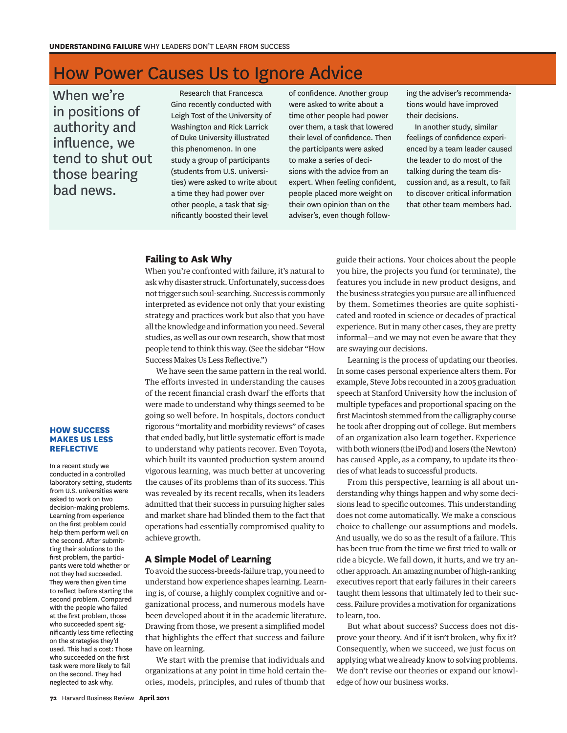## How Power Causes Us to Ignore Advice

When we're in positions of authority and influence, we tend to shut out those bearing bad news.

Research that Francesca Gino recently conducted with Leigh Tost of the University of Washington and Rick Larrick of Duke University illustrated this phenomenon. In one study a group of participants (students from U.S. universities) were asked to write about a time they had power over other people, a task that significantly boosted their level of confidence. Another group were asked to write about a time other people had power over them, a task that lowered their level of confidence. Then the participants were asked to make a series of decisions with the advice from an expert. When feeling confident, people placed more weight on their own opinion than on the adviser's, even though following the adviser's recommendations would have improved their decisions.

In another study, similar feelings of confidence experienced by a team leader caused the leader to do most of the talking during the team discussion and, as a result, to fail to discover critical information that other team members had.

### Failing to Ask Why

When you're confronted with failure, it's natural to ask why disaster struck. Unfortunately, success does not trigger such soul-searching. Success is commonly interpreted as evidence not only that your existing strategy and practices work but also that you have all the knowledge and information you need. Several studies, as well as our own research, show that most people tend to think this way. (See the sidebar "How Success Makes Us Less Reflective.")

We have seen the same pattern in the real world. The efforts invested in understanding the causes of the recent financial crash dwarf the efforts that were made to understand why things seemed to be going so well before. In hospitals, doctors conduct rigorous "mortality and morbidity reviews" of cases that ended badly, but little systematic effort is made to understand why patients recover. Even Toyota, which built its vaunted production system around vigorous learning, was much better at uncovering the causes of its problems than of its success. This was revealed by its recent recalls, when its leaders admitted that their success in pursuing higher sales and market share had blinded them to the fact that operations had essentially compromised quality to achieve growth.

**HOW SUCCESS MAKES US LESS REFLECTIVE**

In a recent study we conducted in a controlled laboratory setting, students from U.S. universities were asked to work on two decision-making problems. Learning from experience on the first problem could help them perform well on the second. After submitting their solutions to the first problem, the participants were told whether or not they had succeeded. They were then given time to reflect before starting the second problem. Compared with the people who failed at the first problem, those who succeeded spent significantly less time reflecting on the strategies they'd used. This had a cost: Those who succeeded on the first task were more likely to fail on the second. They had neglected to ask why.

### A Simple Model of Learning

To avoid the success-breeds-failure trap, you need to understand how experience shapes learning. Learning is, of course, a highly complex cognitive and organizational process, and numerous models have been developed about it in the academic literature. Drawing from those, we present a simplified model that highlights the effect that success and failure have on learning.

We start with the premise that individuals and organizations at any point in time hold certain theories, models, principles, and rules of thumb that guide their actions. Your choices about the people you hire, the projects you fund (or terminate), the features you include in new product designs, and the business strategies you pursue are all influenced by them. Sometimes theories are quite sophisticated and rooted in science or decades of practical experience. But in many other cases, they are pretty informal—and we may not even be aware that they are swaying our decisions.

Learning is the process of updating our theories. In some cases personal experience alters them. For example, Steve Jobs recounted in a 2005 graduation speech at Stanford University how the inclusion of multiple typefaces and proportional spacing on the first Macintosh stemmed from the calligraphy course he took after dropping out of college. But members of an organization also learn together. Experience with both winners (the iPod) and losers (the Newton) has caused Apple, as a company, to update its theories of what leads to successful products.

From this perspective, learning is all about understanding why things happen and why some decisions lead to specific outcomes. This understanding does not come automatically. We make a conscious choice to challenge our assumptions and models. And usually, we do so as the result of a failure. This has been true from the time we first tried to walk or ride a bicycle. We fall down, it hurts, and we try another approach. An amazing number of high-ranking executives report that early failures in their careers taught them lessons that ultimately led to their success. Failure provides a motivation for organizations to learn, too.

But what about success? Success does not disprove your theory. And if it isn't broken, why fix it? Consequently, when we succeed, we just focus on applying what we already know to solving problems. We don't revise our theories or expand our knowledge of how our business works.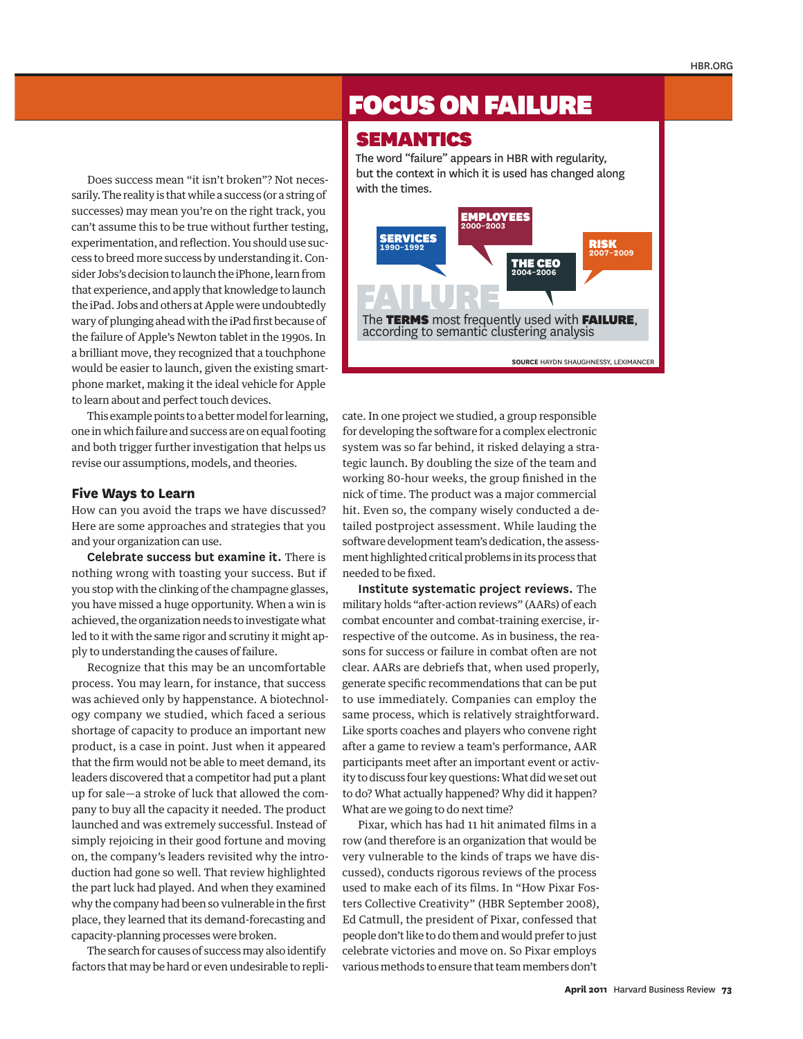Does success mean "it isn't broken"? Not necessarily. The reality is that while a success (or a string of successes) may mean you're on the right track, you can't assume this to be true without further testing, experimentation, and reflection. You should use success to breed more success by understanding it. Consider Jobs's decision to launch the iPhone, learn from that experience, and apply that knowledge to launch the iPad. Jobs and others at Apple were undoubtedly wary of plunging ahead with the iPad first because of the failure of Apple's Newton tablet in the 1990s. In a brilliant move, they recognized that a touchphone would be easier to launch, given the existing smartphone market, making it the ideal vehicle for Apple to learn about and perfect touch devices.

This example points to a better model for learning, one in which failure and success are on equal footing and both trigger further investigation that helps us revise our assumptions, models, and theories.

### Five Ways to Learn

How can you avoid the traps we have discussed? Here are some approaches and strategies that you and your organization can use.

**Celebrate success but examine it.** There is nothing wrong with toasting your success. But if you stop with the clinking of the champagne glasses, you have missed a huge opportunity. When a win is achieved, the organization needs to investigate what led to it with the same rigor and scrutiny it might apply to understanding the causes of failure.

Recognize that this may be an uncomfortable process. You may learn, for instance, that success was achieved only by happenstance. A biotechnology company we studied, which faced a serious shortage of capacity to produce an important new product, is a case in point. Just when it appeared that the firm would not be able to meet demand, its leaders discovered that a competitor had put a plant up for sale—a stroke of luck that allowed the company to buy all the capacity it needed. The product launched and was extremely successful. Instead of simply rejoicing in their good fortune and moving on, the company's leaders revisited why the introduction had gone so well. That review highlighted the part luck had played. And when they examined why the company had been so vulnerable in the first place, they learned that its demand-forecasting and capacity-planning processes were broken.

The search for causes of success may also identify factors that may be hard or even undesirable to replicate. In one project we studied, a group responsible for developing the software for a complex electronic system was so far behind, it risked delaying a strategic launch. By doubling the size of the team and working 80-hour weeks, the group finished in the nick of time. The product was a major commercial hit. Even so, the company wisely conducted a detailed postproject assessment. While lauding the software development team's dedication, the assessment highlighted critical problems in its process that needed to be fixed.

**Institute systematic project reviews.** The military holds "after-action reviews" (AARs) of each combat encounter and combat-training exercise, irrespective of the outcome. As in business, the reasons for success or failure in combat often are not clear. AARs are debriefs that, when used properly, generate specific recommendations that can be put to use immediately. Companies can employ the same process, which is relatively straightforward. Like sports coaches and players who convene right after a game to review a team's performance, AAR participants meet after an important event or activity to discuss four key questions: What did we set out to do? What actually happened? Why did it happen? What are we going to do next time?

Pixar, which has had 11 hit animated films in a row (and therefore is an organization that would be very vulnerable to the kinds of traps we have discussed), conducts rigorous reviews of the process used to make each of its films. In "How Pixar Fosters Collective Creativity" (HBR September 2008), Ed Catmull, the president of Pixar, confessed that people don't like to do them and would prefer to just celebrate victories and move on. So Pixar employs various methods to ensure that team members don't

## FOCUS ON FAILURE

### SEMANTICS

The word "failure" appears in HBR with regularity, but the context in which it is used has changed along with the times.

SERVICES 1990–1992

EMPLOYEES 2000–2003

THE CEO 2004–2006

RISK 2007–2009

FAILURE

The **TERMS** most frequently used with **FAILURE**, according to semantic clustering analysis

**SOURCE** HAYDN SHAUGHNESSY, LEXIMANCER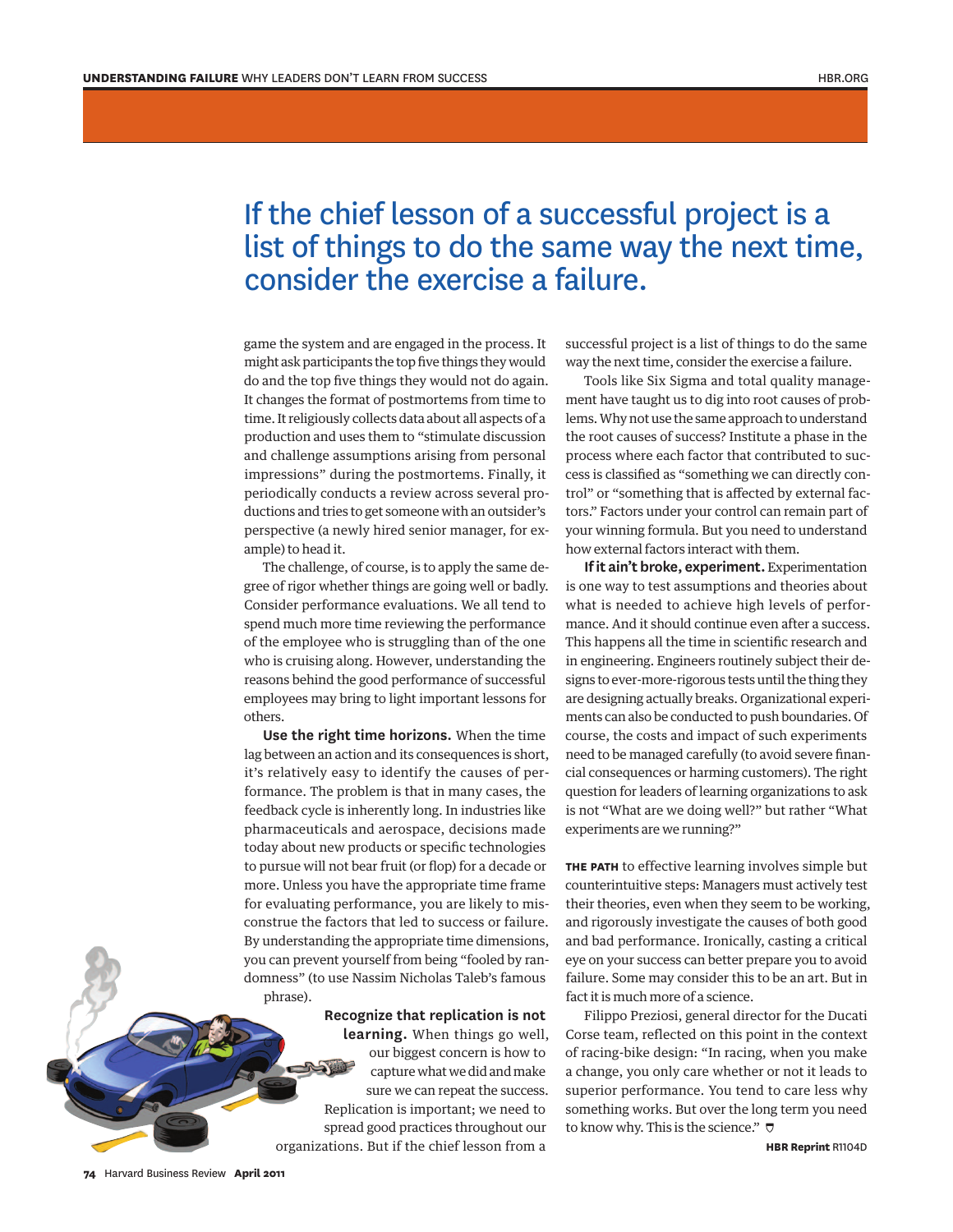If the chief lesson of a successful project is a list of things to do the same way the next time, consider the exercise a failure.

game the system and are engaged in the process. It might ask participants the top five things they would do and the top five things they would not do again. It changes the format of postmortems from time to time. It religiously collects data about all aspects of a production and uses them to "stimulate discussion and challenge assumptions arising from personal impressions" during the postmortems. Finally, it periodically conducts a review across several productions and tries to get someone with an outsider's perspective (a newly hired senior manager, for example) to head it.

The challenge, of course, is to apply the same degree of rigor whether things are going well or badly. Consider performance evaluations. We all tend to spend much more time reviewing the performance of the employee who is struggling than of the one who is cruising along. However, understanding the reasons behind the good performance of successful employees may bring to light important lessons for others.

**Use the right time horizons.** When the time lag between an action and its consequences is short, it's relatively easy to identify the causes of performance. The problem is that in many cases, the feedback cycle is inherently long. In industries like pharmaceuticals and aerospace, decisions made today about new products or specific technologies to pursue will not bear fruit (or flop) for a decade or more. Unless you have the appropriate time frame for evaluating performance, you are likely to misconstrue the factors that led to success or failure. By understanding the appropriate time dimensions, you can prevent yourself from being "fooled by randomness" (to use Nassim Nicholas Taleb's famous phrase).

**Recognize that replication is not learning.** When things go well, our biggest concern is how to capture what we did and make sure we can repeat the success. Replication is important; we need to spread good practices throughout our organizations. But if the chief lesson from a successful project is a list of things to do the same way the next time, consider the exercise a failure.

Tools like Six Sigma and total quality management have taught us to dig into root causes of problems. Why not use the same approach to understand the root causes of success? Institute a phase in the process where each factor that contributed to success is classified as "something we can directly control" or "something that is affected by external factors." Factors under your control can remain part of your winning formula. But you need to understand how external factors interact with them.

**If it ain't broke, experiment.** Experimentation is one way to test assumptions and theories about what is needed to achieve high levels of performance. And it should continue even after a success. This happens all the time in scientific research and in engineering. Engineers routinely subject their designs to ever-more-rigorous tests until the thing they are designing actually breaks. Organizational experiments can also be conducted to push boundaries. Of course, the costs and impact of such experiments need to be managed carefully (to avoid severe financial consequences or harming customers). The right question for leaders of learning organizations to ask is not "What are we doing well?" but rather "What experiments are we running?"

**THE PATH** to effective learning involves simple but counterintuitive steps: Managers must actively test their theories, even when they seem to be working, and rigorously investigate the causes of both good and bad performance. Ironically, casting a critical eye on your success can better prepare you to avoid failure. Some may consider this to be an art. But in fact it is much more of a science.

Filippo Preziosi, general director for the Ducati Corse team, reflected on this point in the context of racing-bike design: "In racing, when you make a change, you only care whether or not it leads to superior performance. You tend to care less why something works. But over the long term you need to know why. This is the science."

**HBR Reprint** R1104D